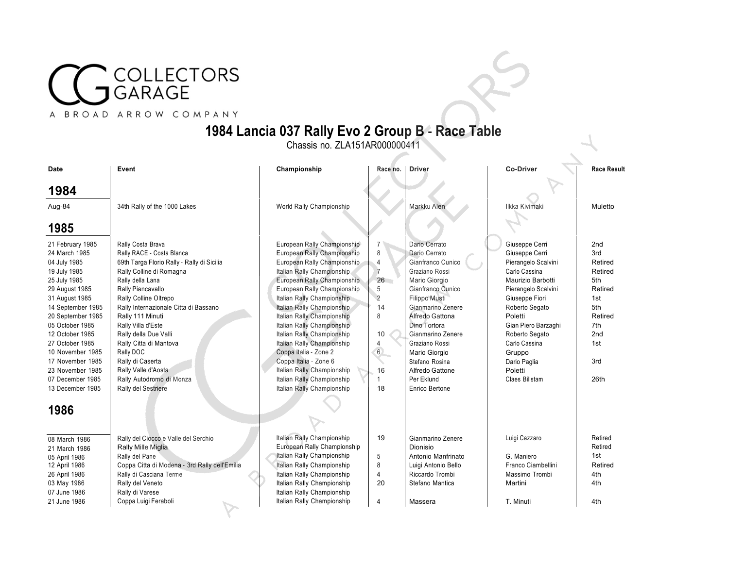COLLECTORS GARAGE

A BROAD ARROW COMPANY

# 1984 Lancia 037 Rally Evo 2 Group B - Race Table

Chassis no. ZLA151AR000000411

| Date | Event | Championship | Race no. | Driver | Co-Driver | Race Result |
|---|---|---|---|---|---|---|
| **1984** | | | | | | |
| Aug-84 | 34th Rally of the 1000 Lakes | World Rally Championship | | Markku Alen | Ilkka Kivimaki | Muletto |
| **1985** | | | | | | |
| 21 February 1985 | Rally Costa Brava | European Rally Championship | 7 | Dario Cerrato | Giuseppe Cerri | 2nd |
| 24 March 1985 | Rally RACE - Costa Blanca | European Rally Championship | 8 | Dario Cerrato | Giuseppe Cerri | 3rd |
| 04 July 1985 | 69th Targa Florio Rally - Rally di Sicilia | European Rally Championship | 4 | Gianfranco Cunico | Pierangelo Scalvini | Retired |
| 19 July 1985 | Rally Colline di Romagna | Italian Rally Championship | 7 | Graziano Rossi | Carlo Cassina | Retired |
| 25 July 1985 | Rally della Lana | European Rally Championship | 26 | Mario Giorgio | Maurizio Barbotti | 5th |
| 29 August 1985 | Rally Piancavallo | European Rally Championship | 5 | Gianfranco Cunico | Pierangelo Scalvini | Retired |
| 31 August 1985 | Rally Colline Oltrepo | Italian Rally Championship | 2 | Filippo Musti | Giuseppe Fiori | 1st |
| 14 September 1985 | Rally Internazionale Citta di Bassano | Italian Rally Championship | 14 | Gianmarino Zenere | Roberto Segato | 5th |
| 20 September 1985 | Rally 111 Minuti | Italian Rally Championship | 8 | Alfredo Gattona | Poletti | Retired |
| 05 October 1985 | Rally Villa d'Este | Italian Rally Championship | | Dino Tortora | Gian Piero Barzaghi | 7th |
| 12 October 1985 | Rally della Due Valli | Italian Rally Championship | 10 | Gianmarino Zenere | Roberto Segato | 2nd |
| 27 October 1985 | Rally Citta di Mantova | Italian Rally Championship | 4 | Graziano Rossi | Carlo Cassina | 1st |
| 10 November 1985 | Rally DOC | Coppa Italia - Zone 2 | 6 | Mario Giorgio | Gruppo | |
| 17 November 1985 | Rally di Caserta | Coppa Italia - Zone 6 | | Stefano Rosina | Dario Paglia | 3rd |
| 23 November 1985 | Rally Valle d'Aosta | Italian Rally Championship | 16 | Alfredo Gattone | Poletti | |
| 07 December 1985 | Rally Autodromo di Monza | Italian Rally Championship | 1 | Per Eklund | Claes Billstam | 26th |
| 13 December 1985 | Rally del Sestriere | Italian Rally Championship | 18 | Enrico Bertone | | |
| **1986** | | | | | | |
| 08 March 1986 | Rally del Ciocco e Valle del Serchio | Italian Rally Championship | 19 | Gianmarino Zenere | Luigi Cazzaro | Retired |
| 21 March 1986 | Rally Mille Miglia | European Rally Championship | | Dionisio | | Retired |
| 05 April 1986 | Rally del Pane | Italian Rally Championship | 5 | Antonio Manfrinato | G. Maniero | 1st |
| 12 April 1986 | Coppa Citta di Modena - 3rd Rally dell'Emilia | Italian Rally Championship | 8 | Luigi Antonio Bello | Franco Ciambellini | Retired |
| 26 April 1986 | Rally di Casciana Terme | Italian Rally Championship | 4 | Riccardo Trombi | Massimo Trombi | 4th |
| 03 May 1986 | Rally del Veneto | Italian Rally Championship | 20 | Stefano Mantica | Martini | 4th |
| 07 June 1986 | Rally di Varese | Italian Rally Championship | | | | |
| 21 June 1986 | Coppa Luigi Feraboli | Italian Rally Championship | 4 | Massera | T. Minuti | 4th |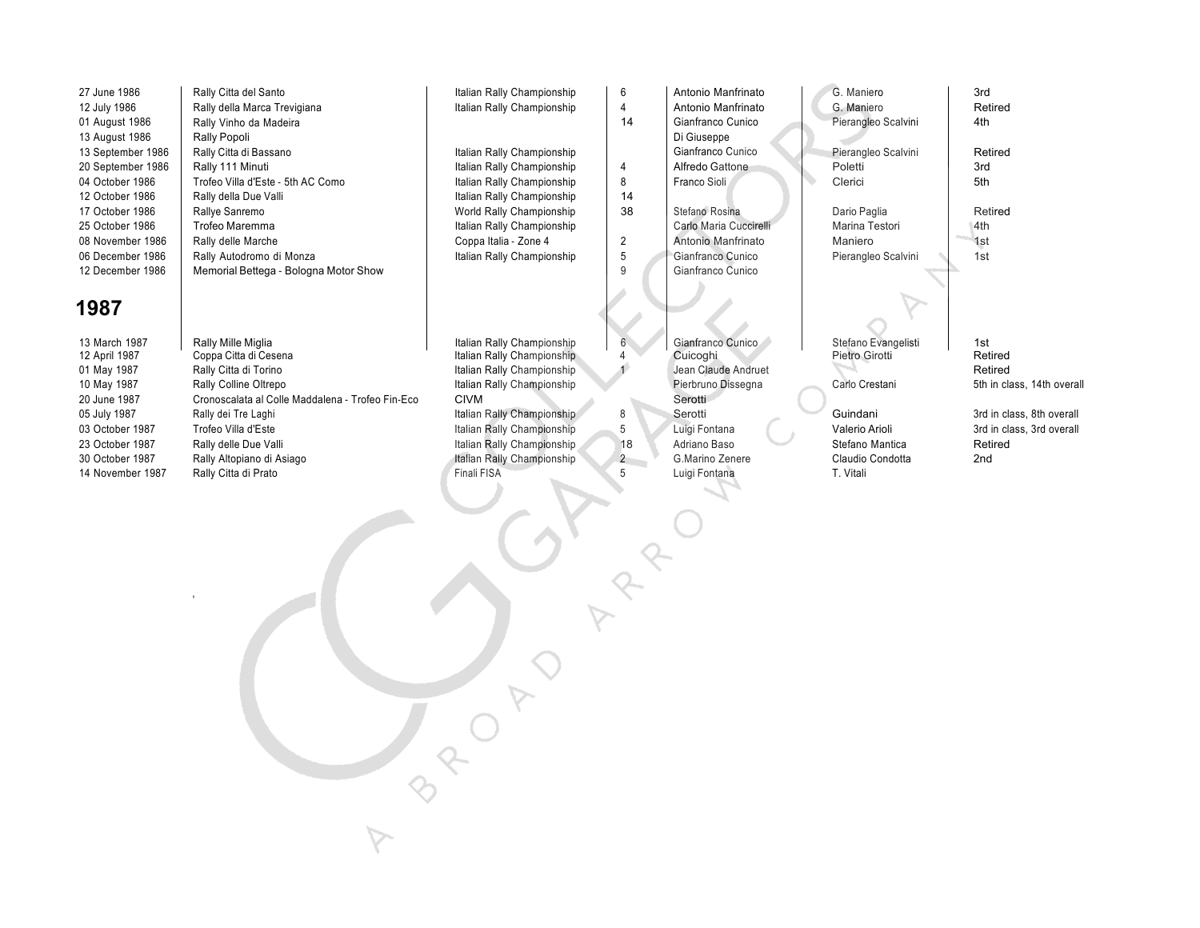| | | | | | | |
|---|---|---|---|---|---|---|
| 27 June 1986 | Rally Citta del Santo | Italian Rally Championship | 6 | Antonio Manfrinato | G. Maniero | 3rd |
| 12 July 1986 | Rally della Marca Trevigiana | Italian Rally Championship | 4 | Antonio Manfrinato | G. Maniero | Retired |
| 01 August 1986 | Rally Vinho da Madeira | | 14 | Gianfranco Cunico | Pierangleo Scalvini | 4th |
| 13 August 1986 | Rally Popoli | | | Di Giuseppe | | |
| 13 September 1986 | Rally Citta di Bassano | Italian Rally Championship | | Gianfranco Cunico | Pierangleo Scalvini | Retired |
| 20 September 1986 | Rally 111 Minuti | Italian Rally Championship | 4 | Alfredo Gattone | Poletti | 3rd |
| 04 October 1986 | Trofeo Villa d'Este - 5th AC Como | Italian Rally Championship | 8 | Franco Sioli | Clerici | 5th |
| 12 October 1986 | Rally della Due Valli | Italian Rally Championship | 14 | | | |
| 17 October 1986 | Rallye Sanremo | World Rally Championship | 38 | Stefano Rosina | Dario Paglia | Retired |
| 25 October 1986 | Trofeo Maremma | Italian Rally Championship | | Carlo Maria Cuccirelli | Marina Testori | 4th |
| 08 November 1986 | Rally delle Marche | Coppa Italia - Zone 4 | 2 | Antonio Manfrinato | Maniero | 1st |
| 06 December 1986 | Rally Autodromo di Monza | Italian Rally Championship | 5 | Gianfranco Cunico | Pierangleo Scalvini | 1st |
| 12 December 1986 | Memorial Bettega - Bologna Motor Show | | 9 | Gianfranco Cunico | | |

## 1987

| | | | | | | |
|---|---|---|---|---|---|---|
| 13 March 1987 | Rally Mille Miglia | Italian Rally Championship | 6 | Gianfranco Cunico | Stefano Evangelisti | 1st |
| 12 April 1987 | Coppa Citta di Cesena | Italian Rally Championship | 4 | Cuicoghi | Pietro Girotti | Retired |
| 01 May 1987 | Rally Citta di Torino | Italian Rally Championship | 1 | Jean Claude Andruet | | Retired |
| 10 May 1987 | Rally Colline Oltrepo | Italian Rally Championship | | Pierbruno Dissegna | Carlo Crestani | 5th in class, 14th overall |
| 20 June 1987 | Cronoscalata al Colle Maddalena - Trofeo Fin-Eco | CIVM | | Serotti | | |
| 05 July 1987 | Rally dei Tre Laghi | Italian Rally Championship | 8 | Serotti | Guindani | 3rd in class, 8th overall |
| 03 October 1987 | Trofeo Villa d'Este | Italian Rally Championship | 5 | Luigi Fontana | Valerio Arioli | 3rd in class, 3rd overall |
| 23 October 1987 | Rally delle Due Valli | Italian Rally Championship | 18 | Adriano Baso | Stefano Mantica | Retired |
| 30 October 1987 | Rally Altopiano di Asiago | Italian Rally Championship | 2 | G.Marino Zenere | Claudio Condotta | 2nd |
| 14 November 1987 | Rally Citta di Prato | Finali FISA | 5 | Luigi Fontana | T. Vitali | |